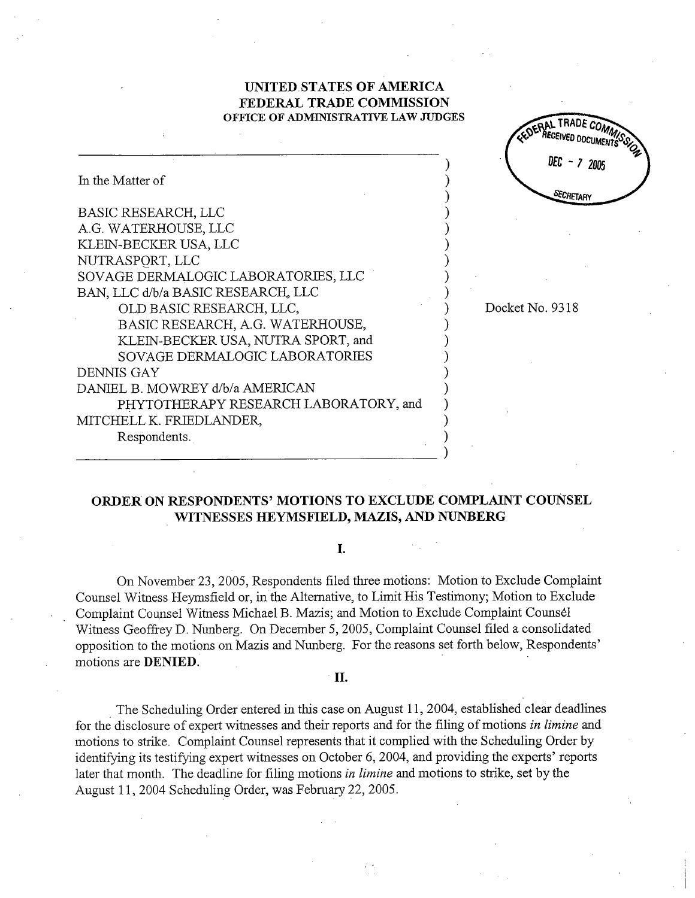**UNITED STATES OF AMERICA**
**FEDERAL TRADE COMMISSION**
**OFFICE OF ADMINISTRATIVE LAW JUDGES**

FEDERAL TRADE COMMISSION RECEIVED DOCUMENTS DEC - 7 2005 SECRETARY

In the Matter of

BASIC RESEARCH, LLC
A.G. WATERHOUSE, LLC
KLEIN-BECKER USA, LLC
NUTRASPORT, LLC
SOVAGE DERMALOGIC LABORATORIES, LLC
BAN, LLC d/b/a BASIC RESEARCH, LLC
OLD BASIC RESEARCH, LLC,
BASIC RESEARCH, A.G. WATERHOUSE,
KLEIN-BECKER USA, NUTRA SPORT, and
SOVAGE DERMALOGIC LABORATORIES
DENNIS GAY
DANIEL B. MOWREY d/b/a AMERICAN
PHYTOTHERAPY RESEARCH LABORATORY, and
MITCHELL K. FRIEDLANDER,
Respondents.

Docket No. 9318

## ORDER ON RESPONDENTS' MOTIONS TO EXCLUDE COMPLAINT COUNSEL WITNESSES HEYMSFIELD, MAZIS, AND NUNBERG

### I.

On November 23, 2005, Respondents filed three motions: Motion to Exclude Complaint Counsel Witness Heymsfield or, in the Alternative, to Limit His Testimony; Motion to Exclude Complaint Counsel Witness Michael B. Mazis; and Motion to Exclude Complaint Counsel Witness Geoffrey D. Nunberg. On December 5, 2005, Complaint Counsel filed a consolidated opposition to the motions on Mazis and Nunberg. For the reasons set forth below, Respondents' motions are **DENIED**.

### II.

The Scheduling Order entered in this case on August 11, 2004, established clear deadlines for the disclosure of expert witnesses and their reports and for the filing of motions *in limine* and motions to strike. Complaint Counsel represents that it complied with the Scheduling Order by identifying its testifying expert witnesses on October 6, 2004, and providing the experts' reports later that month. The deadline for filing motions *in limine* and motions to strike, set by the August 11, 2004 Scheduling Order, was February 22, 2005.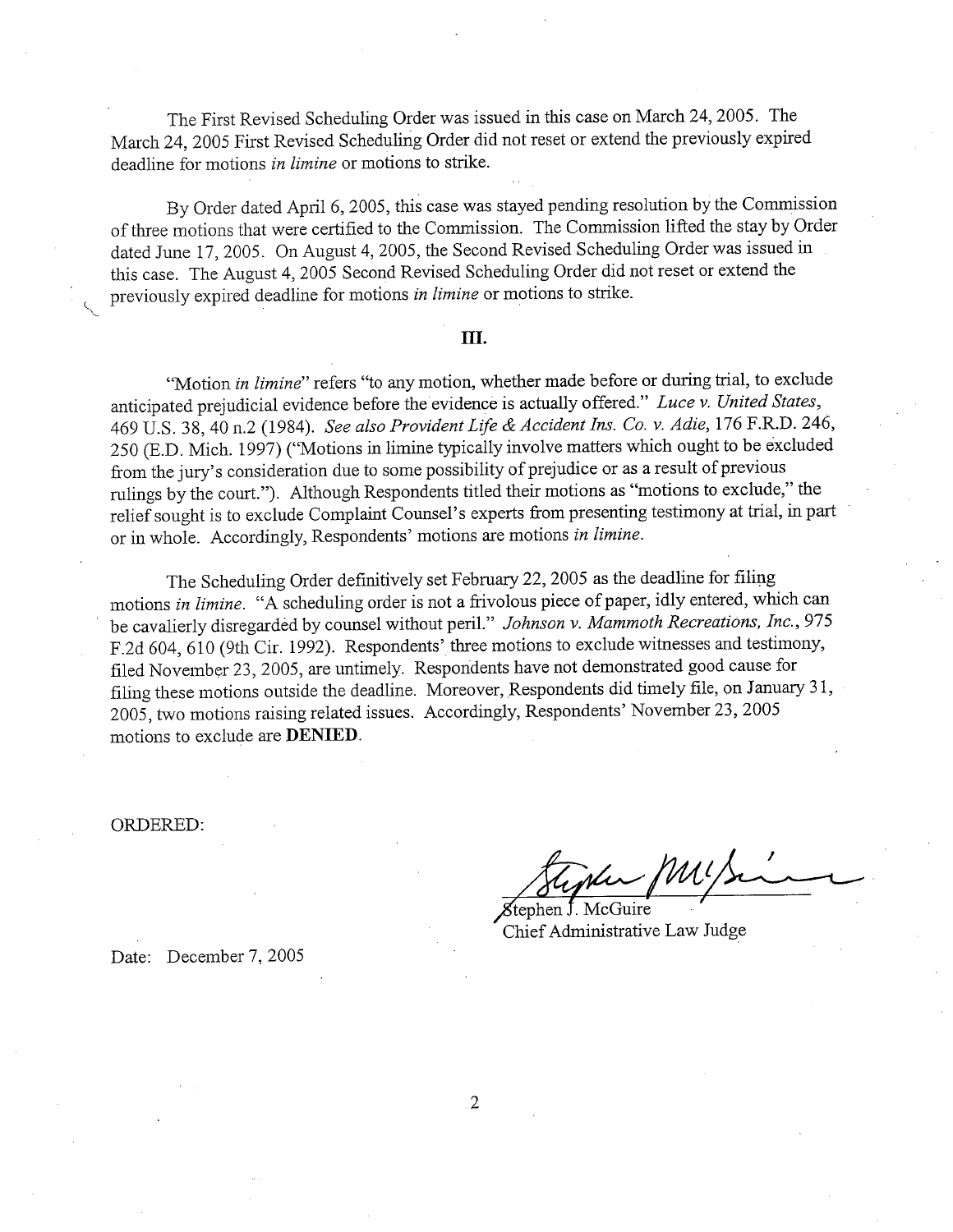The First Revised Scheduling Order was issued in this case on March 24, 2005. The March 24, 2005 First Revised Scheduling Order did not reset or extend the previously expired deadline for motions *in limine* or motions to strike.

By Order dated April 6, 2005, this case was stayed pending resolution by the Commission of three motions that were certified to the Commission. The Commission lifted the stay by Order dated June 17, 2005. On August 4, 2005, the Second Revised Scheduling Order was issued in this case. The August 4, 2005 Second Revised Scheduling Order did not reset or extend the previously expired deadline for motions *in limine* or motions to strike.

## III.

"Motion *in limine*" refers "to any motion, whether made before or during trial, to exclude anticipated prejudicial evidence before the evidence is actually offered." *Luce v. United States*, 469 U.S. 38, 40 n.2 (1984). *See also Provident Life & Accident Ins. Co. v. Adie*, 176 F.R.D. 246, 250 (E.D. Mich. 1997) ("Motions in limine typically involve matters which ought to be excluded from the jury's consideration due to some possibility of prejudice or as a result of previous rulings by the court."). Although Respondents titled their motions as "motions to exclude," the relief sought is to exclude Complaint Counsel's experts from presenting testimony at trial, in part or in whole. Accordingly, Respondents' motions are motions *in limine*.

The Scheduling Order definitively set February 22, 2005 as the deadline for filing motions *in limine*. "A scheduling order is not a frivolous piece of paper, idly entered, which can be cavalierly disregarded by counsel without peril." *Johnson v. Mammoth Recreations, Inc.*, 975 F.2d 604, 610 (9th Cir. 1992). Respondents' three motions to exclude witnesses and testimony, filed November 23, 2005, are untimely. Respondents have not demonstrated good cause for filing these motions outside the deadline. Moreover, Respondents did timely file, on January 31, 2005, two motions raising related issues. Accordingly, Respondents' November 23, 2005 motions to exclude are **DENIED**.

ORDERED:

Stephen J. McGuire
Chief Administrative Law Judge

Date: December 7, 2005